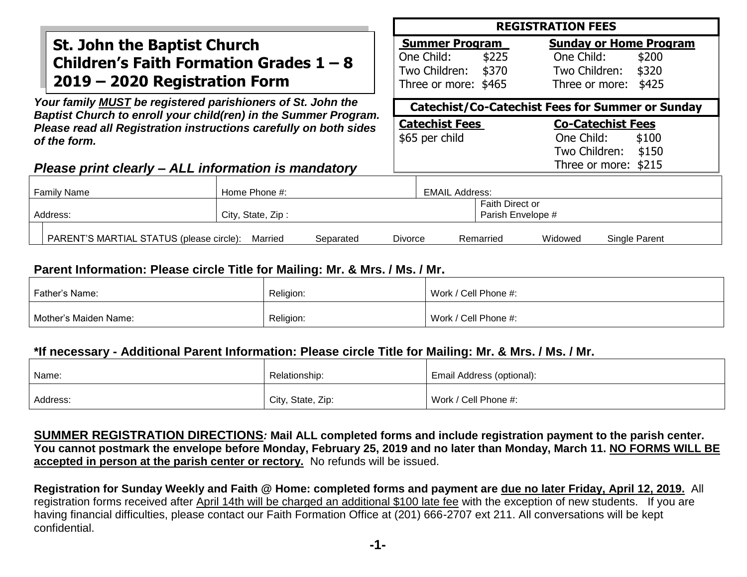# St. John the Baptist Church
# Children's Faith Formation Grades 1 – 8
# 2019 – 2020 Registration Form

***Your family MUST be registered parishioners of St. John the Baptist Church to enroll your child(ren) in the Summer Program. Please read all Registration instructions carefully on both sides of the form.***

| REGISTRATION FEES | | | |
|---|---|---|---|
| **Summer Program** | | **Sunday or Home Program** | |
| One Child: | $225 | One Child: | $200 |
| Two Children: | $370 | Two Children: | $320 |
| Three or more: | $465 | Three or more: | $425 |

| Catechist/Co-Catechist Fees for Summer or Sunday | | |
|---|---|---|
| **Catechist Fees** | **Co-Catechist Fees** | |
| $65 per child | One Child: | $100 |
| | Two Children: | $150 |
| | Three or more: | $215 |

## *Please print clearly – ALL information is mandatory*

| Family Name | Home Phone #: | EMAIL Address: |
|---|---|---|
| Address: | City, State, Zip : | Faith Direct or Parish Envelope # |

PARENT'S MARTIAL STATUS (please circle): Married Separated Divorce Remarried Widowed Single Parent

### Parent Information: Please circle Title for Mailing: Mr. & Mrs. / Ms. / Mr.

| Father's Name: | Religion: | Work / Cell Phone #: |
|---|---|---|
| Mother's Maiden Name: | Religion: | Work / Cell Phone #: |

### *If necessary - Additional Parent Information: Please circle Title for Mailing: Mr. & Mrs. / Ms. / Mr.

| Name: | Relationship: | Email Address (optional): |
|---|---|---|
| Address: | City, State, Zip: | Work / Cell Phone #: |

**SUMMER REGISTRATION DIRECTIONS*:* Mail ALL completed forms and include registration payment to the parish center. You cannot postmark the envelope before Monday, February 25, 2019 and no later than Monday, March 11. NO FORMS WILL BE accepted in person at the parish center or rectory.** No refunds will be issued.

**Registration for Sunday Weekly and Faith @ Home: completed forms and payment are due no later Friday, April 12, 2019.** All registration forms received after April 14th will be charged an additional $100 late fee with the exception of new students. If you are having financial difficulties, please contact our Faith Formation Office at (201) 666-2707 ext 211. All conversations will be kept confidential.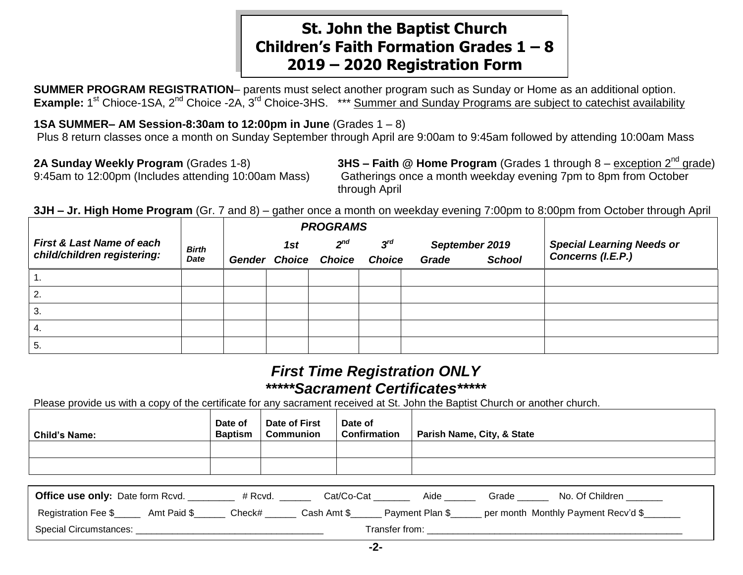# St. John the Baptist Church
# Children's Faith Formation Grades 1 – 8
# 2019 – 2020 Registration Form

**SUMMER PROGRAM REGISTRATION**– parents must select another program such as Sunday or Home as an additional option. **Example:** 1st Chioce-1SA, 2nd Choice -2A, 3rd Choice-3HS. *** Summer and Sunday Programs are subject to catechist availability

**1SA SUMMER– AM Session-8:30am to 12:00pm in June** (Grades 1 – 8)
Plus 8 return classes once a month on Sunday September through April are 9:00am to 9:45am followed by attending 10:00am Mass

**2A Sunday Weekly Program** (Grades 1-8)
9:45am to 12:00pm (Includes attending 10:00am Mass)

**3HS – Faith @ Home Program** (Grades 1 through 8 – exception 2nd grade)
Gatherings once a month weekday evening 7pm to 8pm from October through April

**3JH – Jr. High Home Program** (Gr. 7 and 8) – gather once a month on weekday evening 7:00pm to 8:00pm from October through April

| *First & Last Name of each child/children registering:* | *Birth Date* | *PROGRAMS* | | | | | | *Special Learning Needs or Concerns (I.E.P.)* |
|---|---|---|---|---|---|---|---|---|
| | | *Gender* | *1st Choice* | *2nd Choice* | *3rd Choice* | *September 2019 Grade* | *School* | |
| 1. | | | | | | | | |
| 2. | | | | | | | | |
| 3. | | | | | | | | |
| 4. | | | | | | | | |
| 5. | | | | | | | | |

## *First Time Registration ONLY*
## *\*\*\*\*\*Sacrament Certificates\*\*\*\*\**

Please provide us with a copy of the certificate for any sacrament received at St. John the Baptist Church or another church.

| Child's Name: | Date of Baptism | Date of First Communion | Date of Confirmation | Parish Name, City, & State |
|---|---|---|---|---|
| | | | | |
| | | | | |

**Office use only:** Date form Rcvd. _________ # Rcvd. ______ Cat/Co-Cat _______ Aide ______ Grade ______ No. Of Children _______

Registration Fee $_____ Amt Paid $______ Check# ______ Cash Amt $______ Payment Plan $______ per month Monthly Payment Recv'd $_______

Special Circumstances: ____________________________________ Transfer from: ____________________________________________________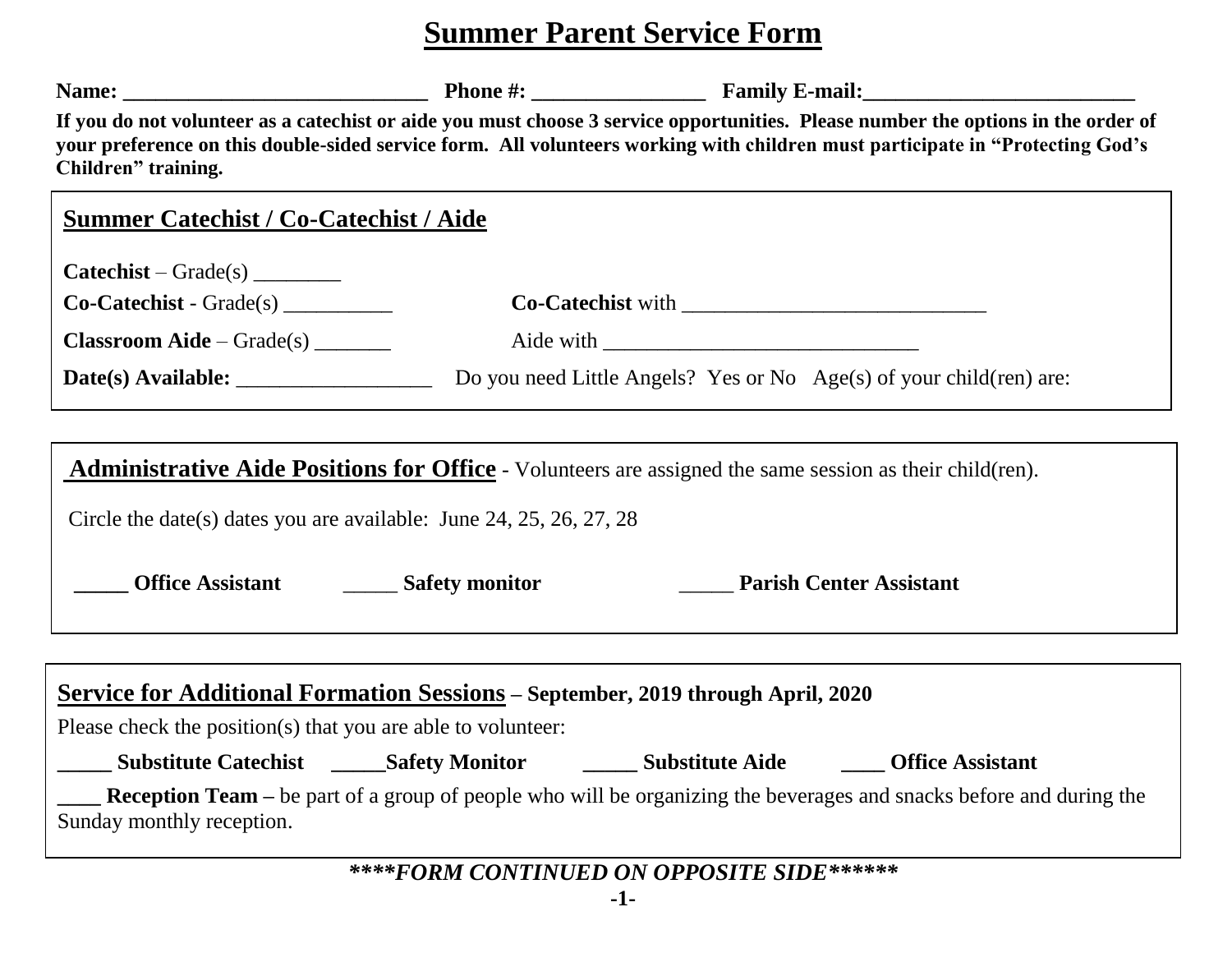# Summer Parent Service Form

**Name: ____________________________ Phone #: ________________ Family E-mail:_________________________**

**If you do not volunteer as a catechist or aide you must choose 3 service opportunities. Please number the options in the order of your preference on this double-sided service form. All volunteers working with children must participate in "Protecting God's Children" training.**

## Summer Catechist / Co-Catechist / Aide

**Catechist** – Grade(s) ________

**Co-Catechist** - Grade(s) __________ **Co-Catechist** with ____________________________

**Classroom Aide** – Grade(s) _______ Aide with _____________________________

**Date(s) Available:** __________________ Do you need Little Angels? Yes or No Age(s) of your child(ren) are:

## Administrative Aide Positions for Office

Volunteers are assigned the same session as their child(ren).

Circle the date(s) dates you are available: June 24, 25, 26, 27, 28

**_____ Office Assistant** _____ **Safety monitor** _____ **Parish Center Assistant**

## Service for Additional Formation Sessions – September, 2019 through April, 2020

Please check the position(s) that you are able to volunteer:

**_____ Substitute Catechist _____Safety Monitor _____ Substitute Aide ____ Office Assistant**

**____ Reception Team –** be part of a group of people who will be organizing the beverages and snacks before and during the Sunday monthly reception.

***\*\*\*\*FORM CONTINUED ON OPPOSITE SIDE\*\*\*\*\*\****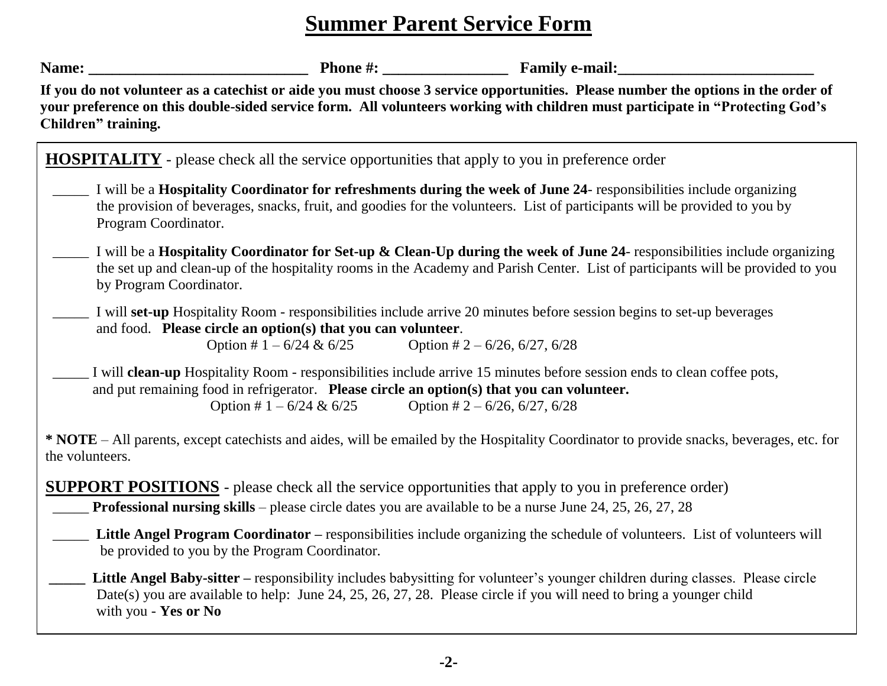# Summer Parent Service Form

**Name: ____________________________ Phone #: ________________ Family e-mail:_________________________**

**If you do not volunteer as a catechist or aide you must choose 3 service opportunities. Please number the options in the order of your preference on this double-sided service form. All volunteers working with children must participate in "Protecting God's Children" training.**

## HOSPITALITY - please check all the service opportunities that apply to you in preference order

_____ I will be a **Hospitality Coordinator for refreshments during the week of June 24**- responsibilities include organizing the provision of beverages, snacks, fruit, and goodies for the volunteers. List of participants will be provided to you by Program Coordinator.

_____ I will be a **Hospitality Coordinator for Set-up & Clean-Up during the week of June 24**- responsibilities include organizing the set up and clean-up of the hospitality rooms in the Academy and Parish Center. List of participants will be provided to you by Program Coordinator.

_____ I will **set-up** Hospitality Room - responsibilities include arrive 20 minutes before session begins to set-up beverages and food. **Please circle an option(s) that you can volunteer**.

Option # 1 – 6/24 & 6/25 Option # 2 – 6/26, 6/27, 6/28

_____ I will **clean-up** Hospitality Room - responsibilities include arrive 15 minutes before session ends to clean coffee pots, and put remaining food in refrigerator. **Please circle an option(s) that you can volunteer.**

Option # 1 – 6/24 & 6/25 Option # 2 – 6/26, 6/27, 6/28

*** NOTE** – All parents, except catechists and aides, will be emailed by the Hospitality Coordinator to provide snacks, beverages, etc. for the volunteers.

## SUPPORT POSITIONS - please check all the service opportunities that apply to you in preference order)

_____ **Professional nursing skills** – please circle dates you are available to be a nurse June 24, 25, 26, 27, 28

_____ **Little Angel Program Coordinator –** responsibilities include organizing the schedule of volunteers. List of volunteers will be provided to you by the Program Coordinator.

_____ **Little Angel Baby-sitter –** responsibility includes babysitting for volunteer's younger children during classes. Please circle Date(s) you are available to help: June 24, 25, 26, 27, 28. Please circle if you will need to bring a younger child with you - **Yes or No**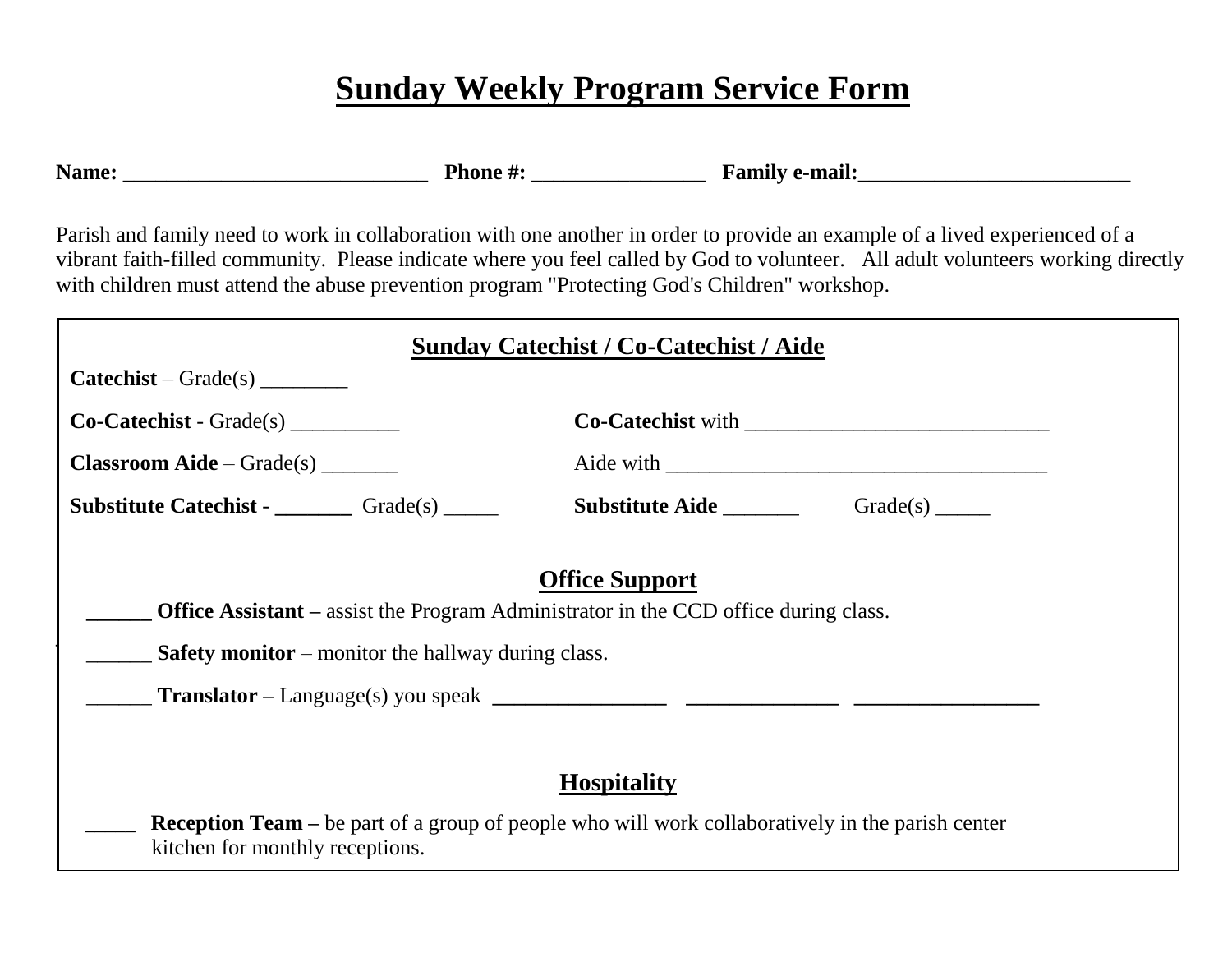# Sunday Weekly Program Service Form

**Name: ____________________________ Phone #: ________________ Family e-mail:_________________________**

Parish and family need to work in collaboration with one another in order to provide an example of a lived experienced of a vibrant faith-filled community. Please indicate where you feel called by God to volunteer. All adult volunteers working directly with children must attend the abuse prevention program "Protecting God's Children" workshop.

## Sunday Catechist / Co-Catechist / Aide

**Catechist** – Grade(s) ________

**Co-Catechist** - Grade(s) __________ **Co-Catechist** with ____________________________

**Classroom Aide** – Grade(s) _______ Aide with ___________________________________

**Substitute Catechist - _______** Grade(s) _____ **Substitute Aide** _______ Grade(s) _____

## Office Support

**______ Office Assistant –** assist the Program Administrator in the CCD office during class.

______ **Safety monitor** – monitor the hallway during class.

______ **Translator –** Language(s) you speak **________________ ______________ _________________**

## Hospitality

_____ **Reception Team –** be part of a group of people who will work collaboratively in the parish center kitchen for monthly receptions.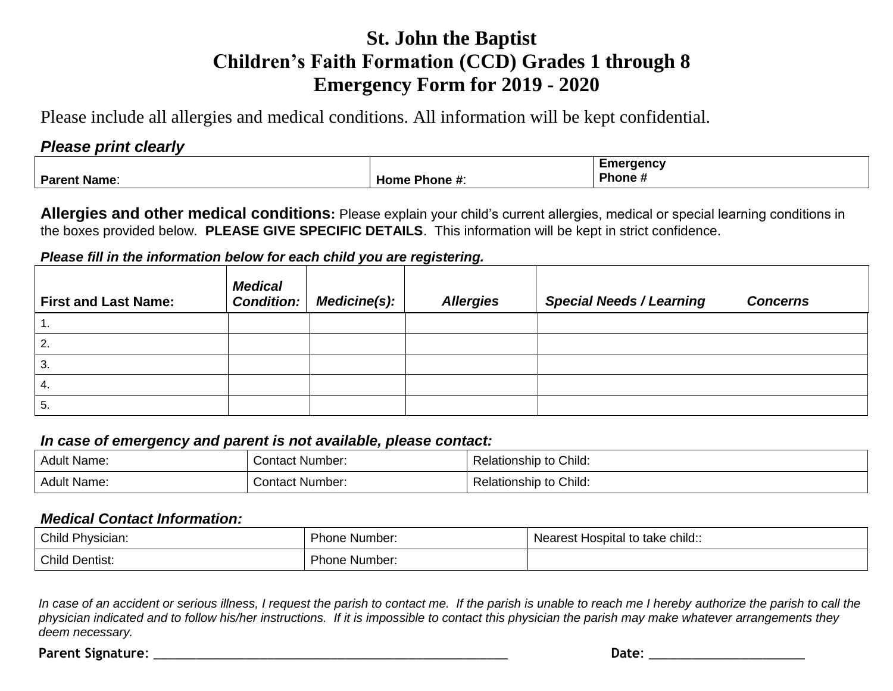# St. John the Baptist
# Children's Faith Formation (CCD) Grades 1 through 8
# Emergency Form for 2019 - 2020

Please include all allergies and medical conditions. All information will be kept confidential.

***Please print clearly***

| **Parent Name**: | **Home Phone #**: | **Emergency Phone #** |
|---|---|---|

**Allergies and other medical conditions:** Please explain your child's current allergies, medical or special learning conditions in the boxes provided below. **PLEASE GIVE SPECIFIC DETAILS**. This information will be kept in strict confidence.

***Please fill in the information below for each child you are registering.***

| **First and Last Name:** | ***Medical Condition:*** | ***Medicine(s):*** | ***Allergies*** | ***Special Needs / Learning Concerns*** |
|---|---|---|---|---|
| 1. | | | | |
| 2. | | | | |
| 3. | | | | |
| 4. | | | | |
| 5. | | | | |

***In case of emergency and parent is not available, please contact:***

| Adult Name: | Contact Number: | Relationship to Child: |
|---|---|---|
| Adult Name: | Contact Number: | Relationship to Child: |

***Medical Contact Information:***

| Child Physician: | Phone Number: | Nearest Hospital to take child:: |
|---|---|---|
| Child Dentist: | Phone Number: | |

*In case of an accident or serious illness, I request the parish to contact me. If the parish is unable to reach me I hereby authorize the parish to call the physician indicated and to follow his/her instructions. If it is impossible to contact this physician the parish may make whatever arrangements they deem necessary.*

**Parent Signature:** ____________________________________________________ **Date:** ______________________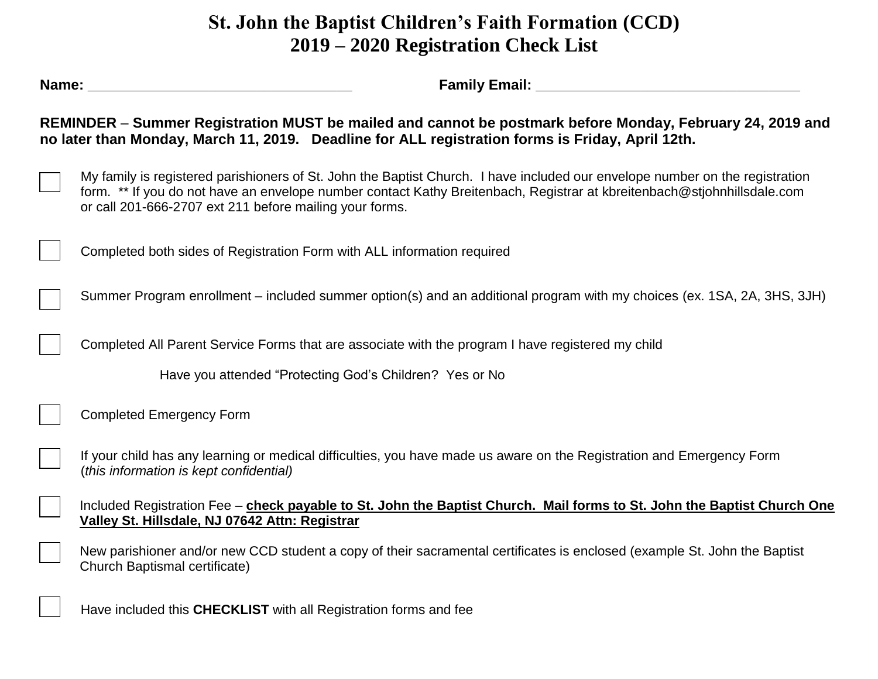# St. John the Baptist Children's Faith Formation (CCD)
# 2019 – 2020 Registration Check List

**Name:** ______________________________ **Family Email:** ______________________________

**REMINDER – Summer Registration MUST be mailed and cannot be postmark before Monday, February 24, 2019 and no later than Monday, March 11, 2019. Deadline for ALL registration forms is Friday, April 12th.**

- [ ] My family is registered parishioners of St. John the Baptist Church. I have included our envelope number on the registration form. ** If you do not have an envelope number contact Kathy Breitenbach, Registrar at kbreitenbach@stjohnhillsdale.com or call 201-666-2707 ext 211 before mailing your forms.

- [ ] Completed both sides of Registration Form with ALL information required

- [ ] Summer Program enrollment – included summer option(s) and an additional program with my choices (ex. 1SA, 2A, 3HS, 3JH)

- [ ] Completed All Parent Service Forms that are associate with the program I have registered my child

  Have you attended "Protecting God's Children? Yes or No

- [ ] Completed Emergency Form

- [ ] If your child has any learning or medical difficulties, you have made us aware on the Registration and Emergency Form (*this information is kept confidential)*

- [ ] Included Registration Fee – **check payable to St. John the Baptist Church. Mail forms to St. John the Baptist Church One Valley St. Hillsdale, NJ 07642 Attn: Registrar**

- [ ] New parishioner and/or new CCD student a copy of their sacramental certificates is enclosed (example St. John the Baptist Church Baptismal certificate)

- [ ] Have included this **CHECKLIST** with all Registration forms and fee